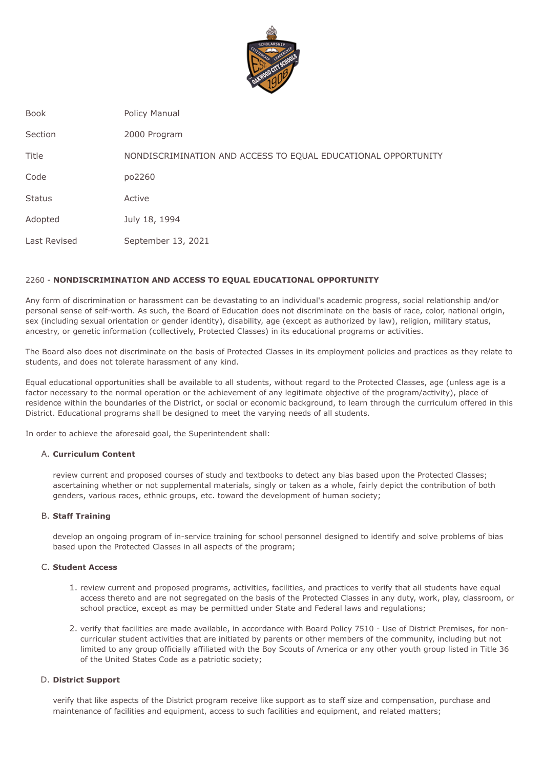| Book | Policy Manual |
| --- | --- |
| Section | 2000 Program |
| Title | NONDISCRIMINATION AND ACCESS TO EQUAL EDUCATIONAL OPPORTUNITY |
| Code | po2260 |
| Status | Active |
| Adopted | July 18, 1994 |
| Last Revised | September 13, 2021 |

## 2260 - **NONDISCRIMINATION AND ACCESS TO EQUAL EDUCATIONAL OPPORTUNITY**

Any form of discrimination or harassment can be devastating to an individual's academic progress, social relationship and/or personal sense of self-worth. As such, the Board of Education does not discriminate on the basis of race, color, national origin, sex (including sexual orientation or gender identity), disability, age (except as authorized by law), religion, military status, ancestry, or genetic information (collectively, Protected Classes) in its educational programs or activities.

The Board also does not discriminate on the basis of Protected Classes in its employment policies and practices as they relate to students, and does not tolerate harassment of any kind.

Equal educational opportunities shall be available to all students, without regard to the Protected Classes, age (unless age is a factor necessary to the normal operation or the achievement of any legitimate objective of the program/activity), place of residence within the boundaries of the District, or social or economic background, to learn through the curriculum offered in this District. Educational programs shall be designed to meet the varying needs of all students.

In order to achieve the aforesaid goal, the Superintendent shall:

A. **Curriculum Content**

   review current and proposed courses of study and textbooks to detect any bias based upon the Protected Classes; ascertaining whether or not supplemental materials, singly or taken as a whole, fairly depict the contribution of both genders, various races, ethnic groups, etc. toward the development of human society;

B. **Staff Training**

   develop an ongoing program of in-service training for school personnel designed to identify and solve problems of bias based upon the Protected Classes in all aspects of the program;

C. **Student Access**

   1. review current and proposed programs, activities, facilities, and practices to verify that all students have equal access thereto and are not segregated on the basis of the Protected Classes in any duty, work, play, classroom, or school practice, except as may be permitted under State and Federal laws and regulations;

   2. verify that facilities are made available, in accordance with Board Policy 7510 - Use of District Premises, for non-curricular student activities that are initiated by parents or other members of the community, including but not limited to any group officially affiliated with the Boy Scouts of America or any other youth group listed in Title 36 of the United States Code as a patriotic society;

D. **District Support**

   verify that like aspects of the District program receive like support as to staff size and compensation, purchase and maintenance of facilities and equipment, access to such facilities and equipment, and related matters;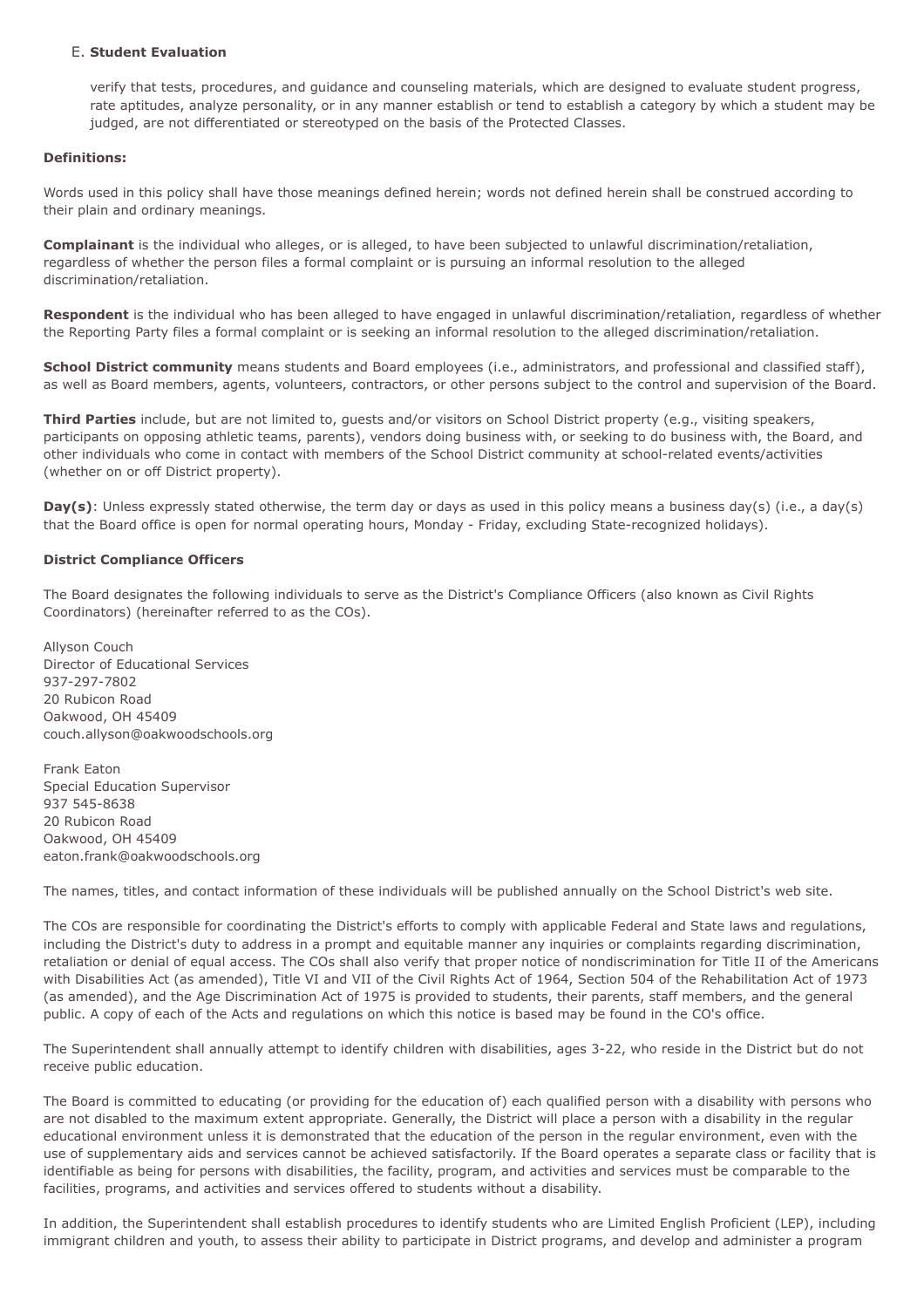E. **Student Evaluation**

verify that tests, procedures, and guidance and counseling materials, which are designed to evaluate student progress, rate aptitudes, analyze personality, or in any manner establish or tend to establish a category by which a student may be judged, are not differentiated or stereotyped on the basis of the Protected Classes.

**Definitions:**

Words used in this policy shall have those meanings defined herein; words not defined herein shall be construed according to their plain and ordinary meanings.

**Complainant** is the individual who alleges, or is alleged, to have been subjected to unlawful discrimination/retaliation, regardless of whether the person files a formal complaint or is pursuing an informal resolution to the alleged discrimination/retaliation.

**Respondent** is the individual who has been alleged to have engaged in unlawful discrimination/retaliation, regardless of whether the Reporting Party files a formal complaint or is seeking an informal resolution to the alleged discrimination/retaliation.

**School District community** means students and Board employees (i.e., administrators, and professional and classified staff), as well as Board members, agents, volunteers, contractors, or other persons subject to the control and supervision of the Board.

**Third Parties** include, but are not limited to, guests and/or visitors on School District property (e.g., visiting speakers, participants on opposing athletic teams, parents), vendors doing business with, or seeking to do business with, the Board, and other individuals who come in contact with members of the School District community at school-related events/activities (whether on or off District property).

**Day(s)**: Unless expressly stated otherwise, the term day or days as used in this policy means a business day(s) (i.e., a day(s) that the Board office is open for normal operating hours, Monday - Friday, excluding State-recognized holidays).

**District Compliance Officers**

The Board designates the following individuals to serve as the District's Compliance Officers (also known as Civil Rights Coordinators) (hereinafter referred to as the COs).

Allyson Couch
Director of Educational Services
937-297-7802
20 Rubicon Road
Oakwood, OH 45409
couch.allyson@oakwoodschools.org

Frank Eaton
Special Education Supervisor
937 545-8638
20 Rubicon Road
Oakwood, OH 45409
eaton.frank@oakwoodschools.org

The names, titles, and contact information of these individuals will be published annually on the School District's web site.

The COs are responsible for coordinating the District's efforts to comply with applicable Federal and State laws and regulations, including the District's duty to address in a prompt and equitable manner any inquiries or complaints regarding discrimination, retaliation or denial of equal access. The COs shall also verify that proper notice of nondiscrimination for Title II of the Americans with Disabilities Act (as amended), Title VI and VII of the Civil Rights Act of 1964, Section 504 of the Rehabilitation Act of 1973 (as amended), and the Age Discrimination Act of 1975 is provided to students, their parents, staff members, and the general public. A copy of each of the Acts and regulations on which this notice is based may be found in the CO's office.

The Superintendent shall annually attempt to identify children with disabilities, ages 3-22, who reside in the District but do not receive public education.

The Board is committed to educating (or providing for the education of) each qualified person with a disability with persons who are not disabled to the maximum extent appropriate. Generally, the District will place a person with a disability in the regular educational environment unless it is demonstrated that the education of the person in the regular environment, even with the use of supplementary aids and services cannot be achieved satisfactorily. If the Board operates a separate class or facility that is identifiable as being for persons with disabilities, the facility, program, and activities and services must be comparable to the facilities, programs, and activities and services offered to students without a disability.

In addition, the Superintendent shall establish procedures to identify students who are Limited English Proficient (LEP), including immigrant children and youth, to assess their ability to participate in District programs, and develop and administer a program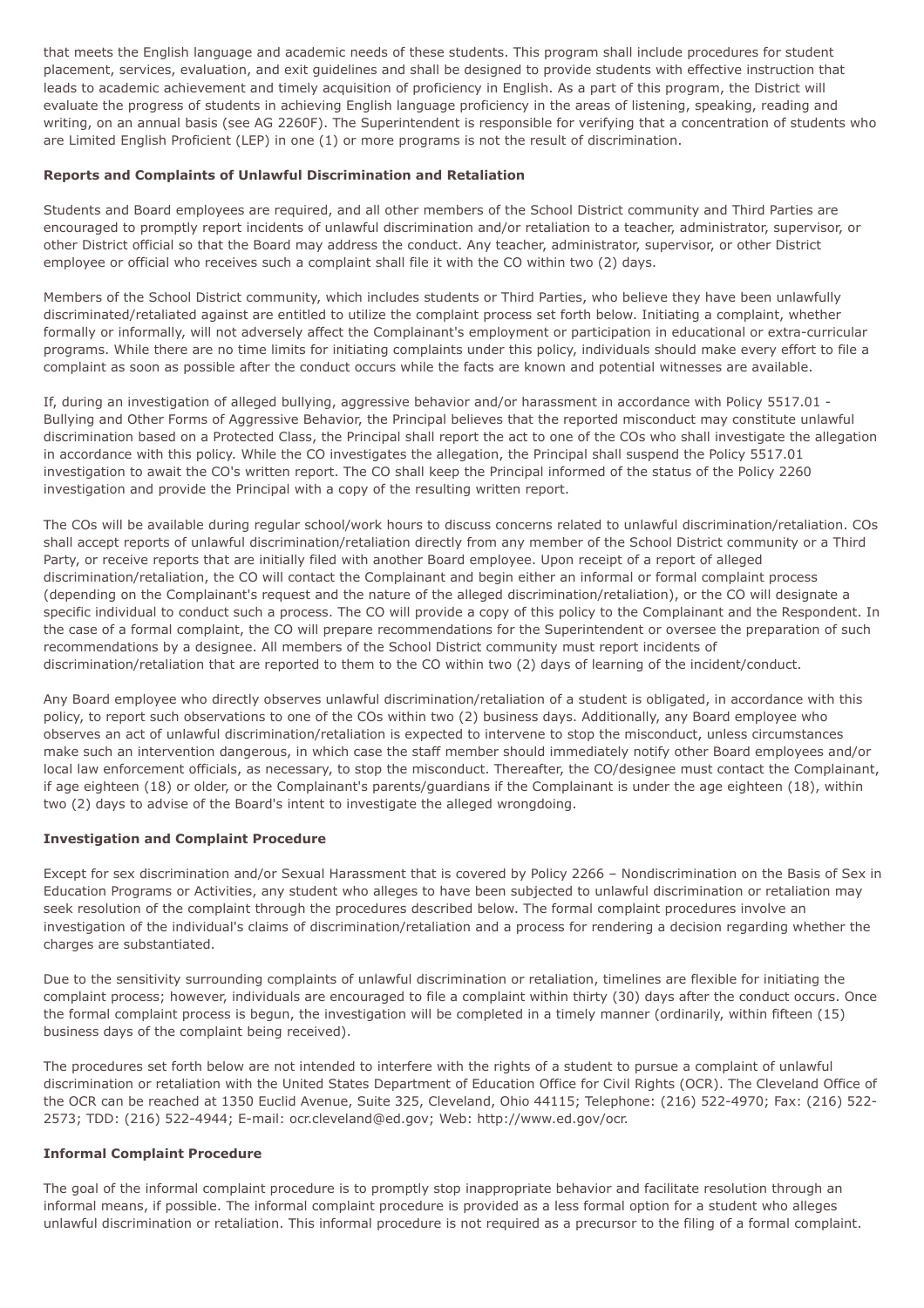that meets the English language and academic needs of these students. This program shall include procedures for student placement, services, evaluation, and exit guidelines and shall be designed to provide students with effective instruction that leads to academic achievement and timely acquisition of proficiency in English. As a part of this program, the District will evaluate the progress of students in achieving English language proficiency in the areas of listening, speaking, reading and writing, on an annual basis (see AG 2260F). The Superintendent is responsible for verifying that a concentration of students who are Limited English Proficient (LEP) in one (1) or more programs is not the result of discrimination.

**Reports and Complaints of Unlawful Discrimination and Retaliation**

Students and Board employees are required, and all other members of the School District community and Third Parties are encouraged to promptly report incidents of unlawful discrimination and/or retaliation to a teacher, administrator, supervisor, or other District official so that the Board may address the conduct. Any teacher, administrator, supervisor, or other District employee or official who receives such a complaint shall file it with the CO within two (2) days.

Members of the School District community, which includes students or Third Parties, who believe they have been unlawfully discriminated/retaliated against are entitled to utilize the complaint process set forth below. Initiating a complaint, whether formally or informally, will not adversely affect the Complainant's employment or participation in educational or extra-curricular programs. While there are no time limits for initiating complaints under this policy, individuals should make every effort to file a complaint as soon as possible after the conduct occurs while the facts are known and potential witnesses are available.

If, during an investigation of alleged bullying, aggressive behavior and/or harassment in accordance with Policy 5517.01 - Bullying and Other Forms of Aggressive Behavior, the Principal believes that the reported misconduct may constitute unlawful discrimination based on a Protected Class, the Principal shall report the act to one of the COs who shall investigate the allegation in accordance with this policy. While the CO investigates the allegation, the Principal shall suspend the Policy 5517.01 investigation to await the CO's written report. The CO shall keep the Principal informed of the status of the Policy 2260 investigation and provide the Principal with a copy of the resulting written report.

The COs will be available during regular school/work hours to discuss concerns related to unlawful discrimination/retaliation. COs shall accept reports of unlawful discrimination/retaliation directly from any member of the School District community or a Third Party, or receive reports that are initially filed with another Board employee. Upon receipt of a report of alleged discrimination/retaliation, the CO will contact the Complainant and begin either an informal or formal complaint process (depending on the Complainant's request and the nature of the alleged discrimination/retaliation), or the CO will designate a specific individual to conduct such a process. The CO will provide a copy of this policy to the Complainant and the Respondent. In the case of a formal complaint, the CO will prepare recommendations for the Superintendent or oversee the preparation of such recommendations by a designee. All members of the School District community must report incidents of discrimination/retaliation that are reported to them to the CO within two (2) days of learning of the incident/conduct.

Any Board employee who directly observes unlawful discrimination/retaliation of a student is obligated, in accordance with this policy, to report such observations to one of the COs within two (2) business days. Additionally, any Board employee who observes an act of unlawful discrimination/retaliation is expected to intervene to stop the misconduct, unless circumstances make such an intervention dangerous, in which case the staff member should immediately notify other Board employees and/or local law enforcement officials, as necessary, to stop the misconduct. Thereafter, the CO/designee must contact the Complainant, if age eighteen (18) or older, or the Complainant's parents/guardians if the Complainant is under the age eighteen (18), within two (2) days to advise of the Board's intent to investigate the alleged wrongdoing.

**Investigation and Complaint Procedure**

Except for sex discrimination and/or Sexual Harassment that is covered by Policy 2266 – Nondiscrimination on the Basis of Sex in Education Programs or Activities, any student who alleges to have been subjected to unlawful discrimination or retaliation may seek resolution of the complaint through the procedures described below. The formal complaint procedures involve an investigation of the individual's claims of discrimination/retaliation and a process for rendering a decision regarding whether the charges are substantiated.

Due to the sensitivity surrounding complaints of unlawful discrimination or retaliation, timelines are flexible for initiating the complaint process; however, individuals are encouraged to file a complaint within thirty (30) days after the conduct occurs. Once the formal complaint process is begun, the investigation will be completed in a timely manner (ordinarily, within fifteen (15) business days of the complaint being received).

The procedures set forth below are not intended to interfere with the rights of a student to pursue a complaint of unlawful discrimination or retaliation with the United States Department of Education Office for Civil Rights (OCR). The Cleveland Office of the OCR can be reached at 1350 Euclid Avenue, Suite 325, Cleveland, Ohio 44115; Telephone: (216) 522-4970; Fax: (216) 522-2573; TDD: (216) 522-4944; E-mail: ocr.cleveland@ed.gov; Web: http://www.ed.gov/ocr.

**Informal Complaint Procedure**

The goal of the informal complaint procedure is to promptly stop inappropriate behavior and facilitate resolution through an informal means, if possible. The informal complaint procedure is provided as a less formal option for a student who alleges unlawful discrimination or retaliation. This informal procedure is not required as a precursor to the filing of a formal complaint.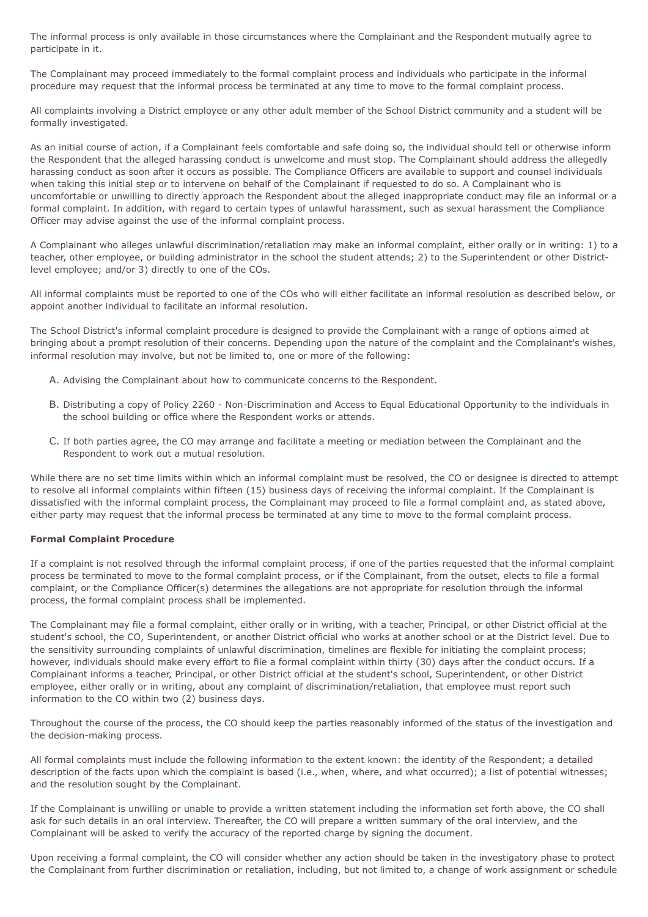The informal process is only available in those circumstances where the Complainant and the Respondent mutually agree to participate in it.

The Complainant may proceed immediately to the formal complaint process and individuals who participate in the informal procedure may request that the informal process be terminated at any time to move to the formal complaint process.

All complaints involving a District employee or any other adult member of the School District community and a student will be formally investigated.

As an initial course of action, if a Complainant feels comfortable and safe doing so, the individual should tell or otherwise inform the Respondent that the alleged harassing conduct is unwelcome and must stop. The Complainant should address the allegedly harassing conduct as soon after it occurs as possible. The Compliance Officers are available to support and counsel individuals when taking this initial step or to intervene on behalf of the Complainant if requested to do so. A Complainant who is uncomfortable or unwilling to directly approach the Respondent about the alleged inappropriate conduct may file an informal or a formal complaint. In addition, with regard to certain types of unlawful harassment, such as sexual harassment the Compliance Officer may advise against the use of the informal complaint process.

A Complainant who alleges unlawful discrimination/retaliation may make an informal complaint, either orally or in writing: 1) to a teacher, other employee, or building administrator in the school the student attends; 2) to the Superintendent or other District-level employee; and/or 3) directly to one of the COs.

All informal complaints must be reported to one of the COs who will either facilitate an informal resolution as described below, or appoint another individual to facilitate an informal resolution.

The School District's informal complaint procedure is designed to provide the Complainant with a range of options aimed at bringing about a prompt resolution of their concerns. Depending upon the nature of the complaint and the Complainant's wishes, informal resolution may involve, but not be limited to, one or more of the following:

A. Advising the Complainant about how to communicate concerns to the Respondent.

B. Distributing a copy of Policy 2260 - Non-Discrimination and Access to Equal Educational Opportunity to the individuals in the school building or office where the Respondent works or attends.

C. If both parties agree, the CO may arrange and facilitate a meeting or mediation between the Complainant and the Respondent to work out a mutual resolution.

While there are no set time limits within which an informal complaint must be resolved, the CO or designee is directed to attempt to resolve all informal complaints within fifteen (15) business days of receiving the informal complaint. If the Complainant is dissatisfied with the informal complaint process, the Complainant may proceed to file a formal complaint and, as stated above, either party may request that the informal process be terminated at any time to move to the formal complaint process.

**Formal Complaint Procedure**

If a complaint is not resolved through the informal complaint process, if one of the parties requested that the informal complaint process be terminated to move to the formal complaint process, or if the Complainant, from the outset, elects to file a formal complaint, or the Compliance Officer(s) determines the allegations are not appropriate for resolution through the informal process, the formal complaint process shall be implemented.

The Complainant may file a formal complaint, either orally or in writing, with a teacher, Principal, or other District official at the student's school, the CO, Superintendent, or another District official who works at another school or at the District level. Due to the sensitivity surrounding complaints of unlawful discrimination, timelines are flexible for initiating the complaint process; however, individuals should make every effort to file a formal complaint within thirty (30) days after the conduct occurs. If a Complainant informs a teacher, Principal, or other District official at the student's school, Superintendent, or other District employee, either orally or in writing, about any complaint of discrimination/retaliation, that employee must report such information to the CO within two (2) business days.

Throughout the course of the process, the CO should keep the parties reasonably informed of the status of the investigation and the decision-making process.

All formal complaints must include the following information to the extent known: the identity of the Respondent; a detailed description of the facts upon which the complaint is based (i.e., when, where, and what occurred); a list of potential witnesses; and the resolution sought by the Complainant.

If the Complainant is unwilling or unable to provide a written statement including the information set forth above, the CO shall ask for such details in an oral interview. Thereafter, the CO will prepare a written summary of the oral interview, and the Complainant will be asked to verify the accuracy of the reported charge by signing the document.

Upon receiving a formal complaint, the CO will consider whether any action should be taken in the investigatory phase to protect the Complainant from further discrimination or retaliation, including, but not limited to, a change of work assignment or schedule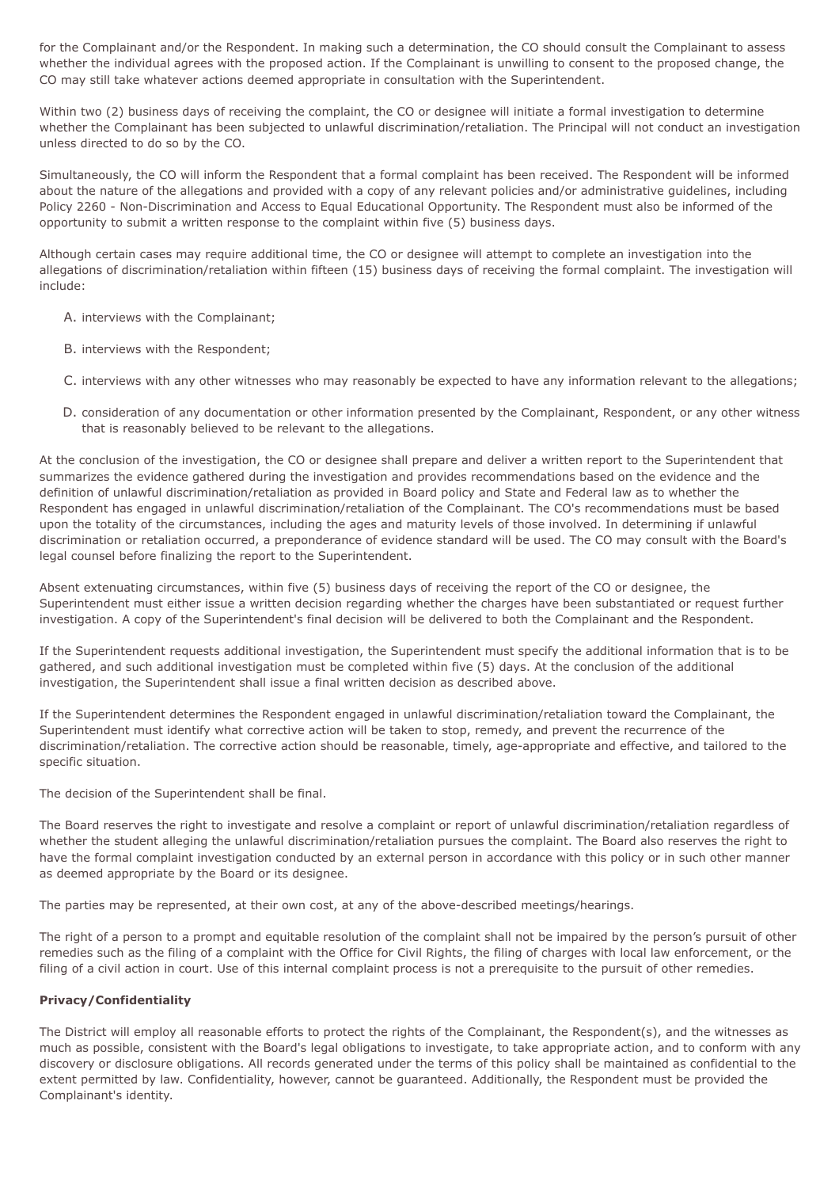for the Complainant and/or the Respondent. In making such a determination, the CO should consult the Complainant to assess whether the individual agrees with the proposed action. If the Complainant is unwilling to consent to the proposed change, the CO may still take whatever actions deemed appropriate in consultation with the Superintendent.

Within two (2) business days of receiving the complaint, the CO or designee will initiate a formal investigation to determine whether the Complainant has been subjected to unlawful discrimination/retaliation. The Principal will not conduct an investigation unless directed to do so by the CO.

Simultaneously, the CO will inform the Respondent that a formal complaint has been received. The Respondent will be informed about the nature of the allegations and provided with a copy of any relevant policies and/or administrative guidelines, including Policy 2260 - Non-Discrimination and Access to Equal Educational Opportunity. The Respondent must also be informed of the opportunity to submit a written response to the complaint within five (5) business days.

Although certain cases may require additional time, the CO or designee will attempt to complete an investigation into the allegations of discrimination/retaliation within fifteen (15) business days of receiving the formal complaint. The investigation will include:

A. interviews with the Complainant;

B. interviews with the Respondent;

C. interviews with any other witnesses who may reasonably be expected to have any information relevant to the allegations;

D. consideration of any documentation or other information presented by the Complainant, Respondent, or any other witness that is reasonably believed to be relevant to the allegations.

At the conclusion of the investigation, the CO or designee shall prepare and deliver a written report to the Superintendent that summarizes the evidence gathered during the investigation and provides recommendations based on the evidence and the definition of unlawful discrimination/retaliation as provided in Board policy and State and Federal law as to whether the Respondent has engaged in unlawful discrimination/retaliation of the Complainant. The CO's recommendations must be based upon the totality of the circumstances, including the ages and maturity levels of those involved. In determining if unlawful discrimination or retaliation occurred, a preponderance of evidence standard will be used. The CO may consult with the Board's legal counsel before finalizing the report to the Superintendent.

Absent extenuating circumstances, within five (5) business days of receiving the report of the CO or designee, the Superintendent must either issue a written decision regarding whether the charges have been substantiated or request further investigation. A copy of the Superintendent's final decision will be delivered to both the Complainant and the Respondent.

If the Superintendent requests additional investigation, the Superintendent must specify the additional information that is to be gathered, and such additional investigation must be completed within five (5) days. At the conclusion of the additional investigation, the Superintendent shall issue a final written decision as described above.

If the Superintendent determines the Respondent engaged in unlawful discrimination/retaliation toward the Complainant, the Superintendent must identify what corrective action will be taken to stop, remedy, and prevent the recurrence of the discrimination/retaliation. The corrective action should be reasonable, timely, age-appropriate and effective, and tailored to the specific situation.

The decision of the Superintendent shall be final.

The Board reserves the right to investigate and resolve a complaint or report of unlawful discrimination/retaliation regardless of whether the student alleging the unlawful discrimination/retaliation pursues the complaint. The Board also reserves the right to have the formal complaint investigation conducted by an external person in accordance with this policy or in such other manner as deemed appropriate by the Board or its designee.

The parties may be represented, at their own cost, at any of the above-described meetings/hearings.

The right of a person to a prompt and equitable resolution of the complaint shall not be impaired by the person's pursuit of other remedies such as the filing of a complaint with the Office for Civil Rights, the filing of charges with local law enforcement, or the filing of a civil action in court. Use of this internal complaint process is not a prerequisite to the pursuit of other remedies.

**Privacy/Confidentiality**

The District will employ all reasonable efforts to protect the rights of the Complainant, the Respondent(s), and the witnesses as much as possible, consistent with the Board's legal obligations to investigate, to take appropriate action, and to conform with any discovery or disclosure obligations. All records generated under the terms of this policy shall be maintained as confidential to the extent permitted by law. Confidentiality, however, cannot be guaranteed. Additionally, the Respondent must be provided the Complainant's identity.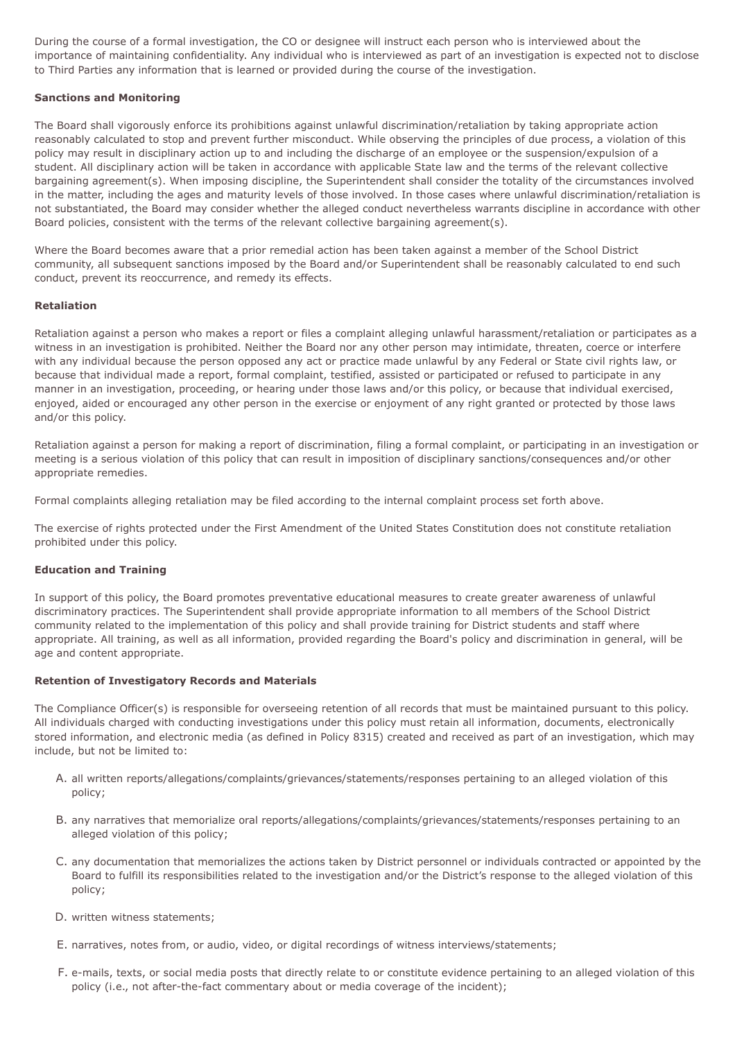During the course of a formal investigation, the CO or designee will instruct each person who is interviewed about the importance of maintaining confidentiality. Any individual who is interviewed as part of an investigation is expected not to disclose to Third Parties any information that is learned or provided during the course of the investigation.

**Sanctions and Monitoring**

The Board shall vigorously enforce its prohibitions against unlawful discrimination/retaliation by taking appropriate action reasonably calculated to stop and prevent further misconduct. While observing the principles of due process, a violation of this policy may result in disciplinary action up to and including the discharge of an employee or the suspension/expulsion of a student. All disciplinary action will be taken in accordance with applicable State law and the terms of the relevant collective bargaining agreement(s). When imposing discipline, the Superintendent shall consider the totality of the circumstances involved in the matter, including the ages and maturity levels of those involved. In those cases where unlawful discrimination/retaliation is not substantiated, the Board may consider whether the alleged conduct nevertheless warrants discipline in accordance with other Board policies, consistent with the terms of the relevant collective bargaining agreement(s).

Where the Board becomes aware that a prior remedial action has been taken against a member of the School District community, all subsequent sanctions imposed by the Board and/or Superintendent shall be reasonably calculated to end such conduct, prevent its reoccurrence, and remedy its effects.

**Retaliation**

Retaliation against a person who makes a report or files a complaint alleging unlawful harassment/retaliation or participates as a witness in an investigation is prohibited. Neither the Board nor any other person may intimidate, threaten, coerce or interfere with any individual because the person opposed any act or practice made unlawful by any Federal or State civil rights law, or because that individual made a report, formal complaint, testified, assisted or participated or refused to participate in any manner in an investigation, proceeding, or hearing under those laws and/or this policy, or because that individual exercised, enjoyed, aided or encouraged any other person in the exercise or enjoyment of any right granted or protected by those laws and/or this policy.

Retaliation against a person for making a report of discrimination, filing a formal complaint, or participating in an investigation or meeting is a serious violation of this policy that can result in imposition of disciplinary sanctions/consequences and/or other appropriate remedies.

Formal complaints alleging retaliation may be filed according to the internal complaint process set forth above.

The exercise of rights protected under the First Amendment of the United States Constitution does not constitute retaliation prohibited under this policy.

**Education and Training**

In support of this policy, the Board promotes preventative educational measures to create greater awareness of unlawful discriminatory practices. The Superintendent shall provide appropriate information to all members of the School District community related to the implementation of this policy and shall provide training for District students and staff where appropriate. All training, as well as all information, provided regarding the Board's policy and discrimination in general, will be age and content appropriate.

**Retention of Investigatory Records and Materials**

The Compliance Officer(s) is responsible for overseeing retention of all records that must be maintained pursuant to this policy. All individuals charged with conducting investigations under this policy must retain all information, documents, electronically stored information, and electronic media (as defined in Policy 8315) created and received as part of an investigation, which may include, but not be limited to:

A. all written reports/allegations/complaints/grievances/statements/responses pertaining to an alleged violation of this policy;

B. any narratives that memorialize oral reports/allegations/complaints/grievances/statements/responses pertaining to an alleged violation of this policy;

C. any documentation that memorializes the actions taken by District personnel or individuals contracted or appointed by the Board to fulfill its responsibilities related to the investigation and/or the District's response to the alleged violation of this policy;

D. written witness statements;

E. narratives, notes from, or audio, video, or digital recordings of witness interviews/statements;

F. e-mails, texts, or social media posts that directly relate to or constitute evidence pertaining to an alleged violation of this policy (i.e., not after-the-fact commentary about or media coverage of the incident);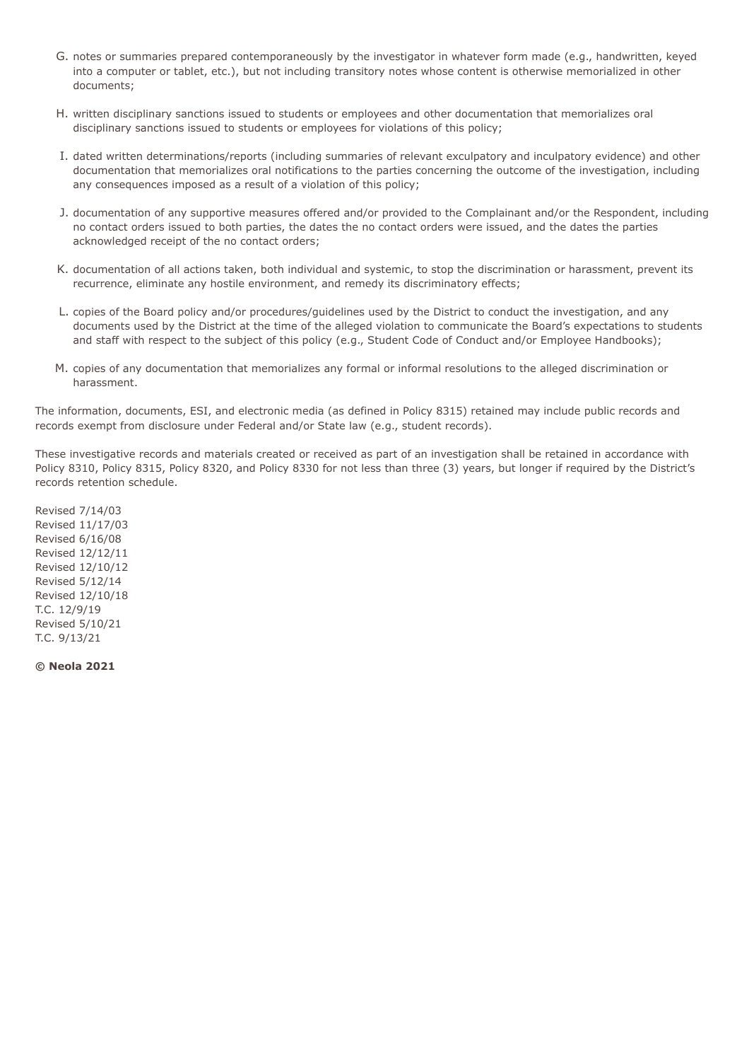G. notes or summaries prepared contemporaneously by the investigator in whatever form made (e.g., handwritten, keyed into a computer or tablet, etc.), but not including transitory notes whose content is otherwise memorialized in other documents;

H. written disciplinary sanctions issued to students or employees and other documentation that memorializes oral disciplinary sanctions issued to students or employees for violations of this policy;

I. dated written determinations/reports (including summaries of relevant exculpatory and inculpatory evidence) and other documentation that memorializes oral notifications to the parties concerning the outcome of the investigation, including any consequences imposed as a result of a violation of this policy;

J. documentation of any supportive measures offered and/or provided to the Complainant and/or the Respondent, including no contact orders issued to both parties, the dates the no contact orders were issued, and the dates the parties acknowledged receipt of the no contact orders;

K. documentation of all actions taken, both individual and systemic, to stop the discrimination or harassment, prevent its recurrence, eliminate any hostile environment, and remedy its discriminatory effects;

L. copies of the Board policy and/or procedures/guidelines used by the District to conduct the investigation, and any documents used by the District at the time of the alleged violation to communicate the Board's expectations to students and staff with respect to the subject of this policy (e.g., Student Code of Conduct and/or Employee Handbooks);

M. copies of any documentation that memorializes any formal or informal resolutions to the alleged discrimination or harassment.

The information, documents, ESI, and electronic media (as defined in Policy 8315) retained may include public records and records exempt from disclosure under Federal and/or State law (e.g., student records).

These investigative records and materials created or received as part of an investigation shall be retained in accordance with Policy 8310, Policy 8315, Policy 8320, and Policy 8330 for not less than three (3) years, but longer if required by the District's records retention schedule.

Revised 7/14/03
Revised 11/17/03
Revised 6/16/08
Revised 12/12/11
Revised 12/10/12
Revised 5/12/14
Revised 12/10/18
T.C. 12/9/19
Revised 5/10/21
T.C. 9/13/21

**© Neola 2021**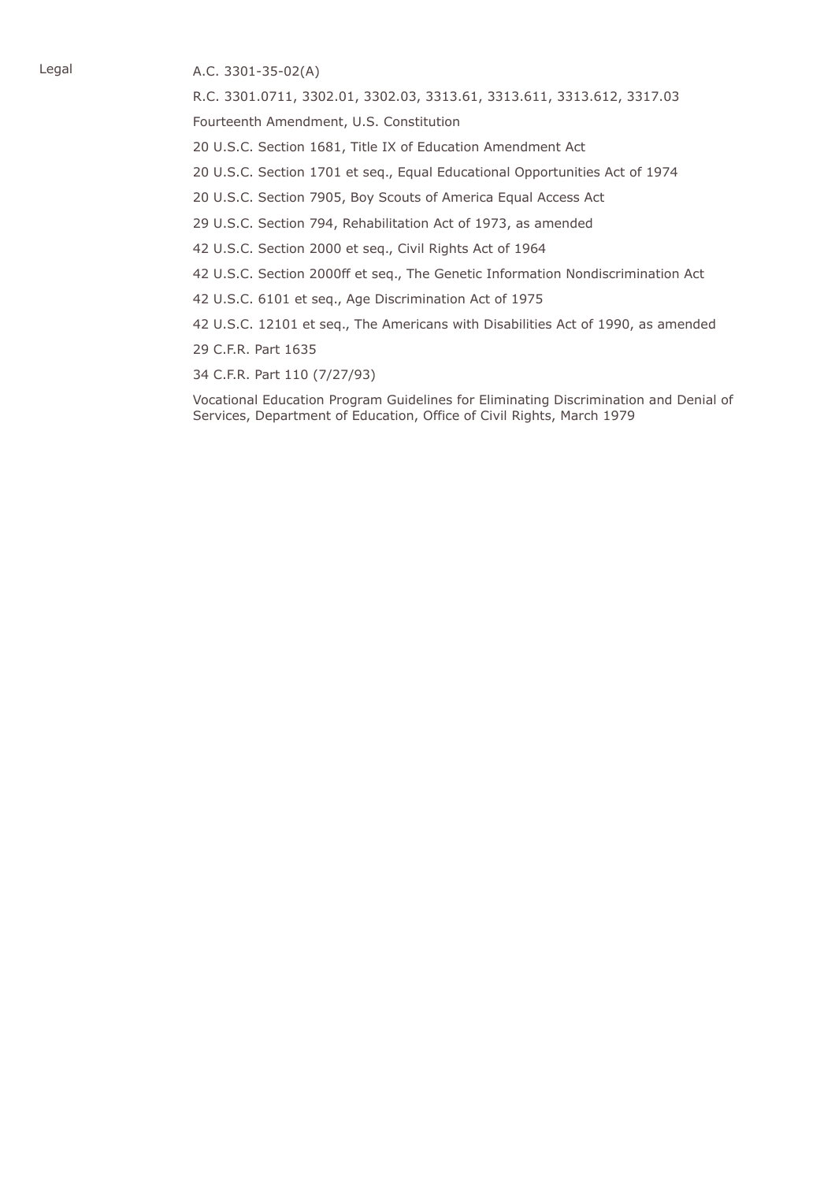Legal

A.C. 3301-35-02(A)

R.C. 3301.0711, 3302.01, 3302.03, 3313.61, 3313.611, 3313.612, 3317.03

Fourteenth Amendment, U.S. Constitution

20 U.S.C. Section 1681, Title IX of Education Amendment Act

20 U.S.C. Section 1701 et seq., Equal Educational Opportunities Act of 1974

20 U.S.C. Section 7905, Boy Scouts of America Equal Access Act

29 U.S.C. Section 794, Rehabilitation Act of 1973, as amended

42 U.S.C. Section 2000 et seq., Civil Rights Act of 1964

42 U.S.C. Section 2000ff et seq., The Genetic Information Nondiscrimination Act

42 U.S.C. 6101 et seq., Age Discrimination Act of 1975

42 U.S.C. 12101 et seq., The Americans with Disabilities Act of 1990, as amended

29 C.F.R. Part 1635

34 C.F.R. Part 110 (7/27/93)

Vocational Education Program Guidelines for Eliminating Discrimination and Denial of Services, Department of Education, Office of Civil Rights, March 1979